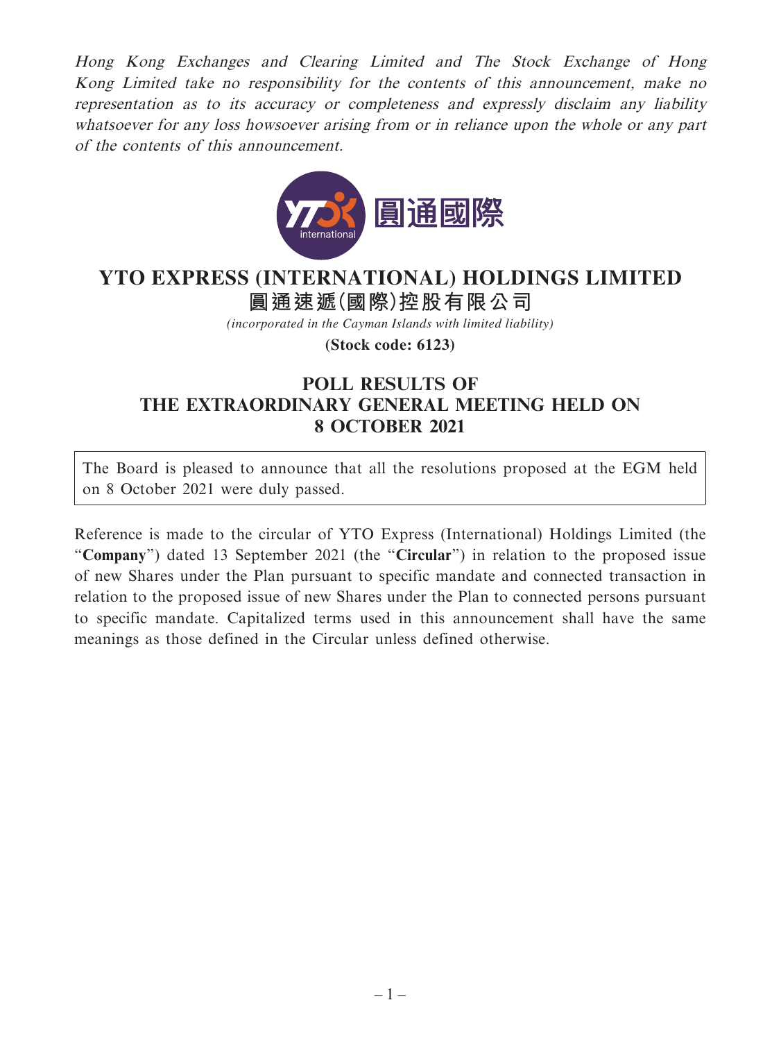*Hong Kong Exchanges and Clearing Limited and The Stock Exchange of Hong Kong Limited take no responsibility for the contents of this announcement, make no representation as to its accuracy or completeness and expressly disclaim any liability whatsoever for any loss howsoever arising from or in reliance upon the whole or any part of the contents of this announcement.*

# YTO EXPRESS (INTERNATIONAL) HOLDINGS LIMITED
# 圓通速遞(國際)控股有限公司

*(incorporated in the Cayman Islands with limited liability)*

**(Stock code: 6123)**

## POLL RESULTS OF THE EXTRAORDINARY GENERAL MEETING HELD ON 8 OCTOBER 2021

The Board is pleased to announce that all the resolutions proposed at the EGM held on 8 October 2021 were duly passed.

Reference is made to the circular of YTO Express (International) Holdings Limited (the "**Company**") dated 13 September 2021 (the "**Circular**") in relation to the proposed issue of new Shares under the Plan pursuant to specific mandate and connected transaction in relation to the proposed issue of new Shares under the Plan to connected persons pursuant to specific mandate. Capitalized terms used in this announcement shall have the same meanings as those defined in the Circular unless defined otherwise.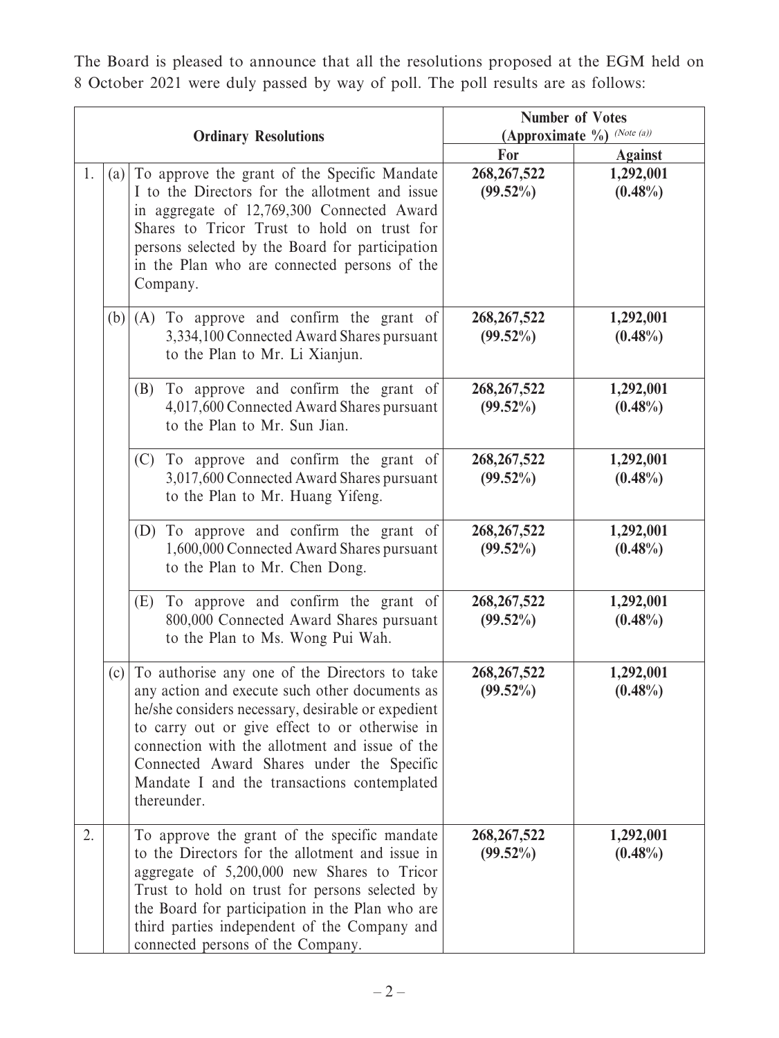The Board is pleased to announce that all the resolutions proposed at the EGM held on 8 October 2021 were duly passed by way of poll. The poll results are as follows:

| | | Ordinary Resolutions | Number of Votes (Approximate %) *(Note (a))* | |
|---|---|---|---|---|
| | | | **For** | **Against** |
| 1. | (a) | To approve the grant of the Specific Mandate I to the Directors for the allotment and issue in aggregate of 12,769,300 Connected Award Shares to Tricor Trust to hold on trust for persons selected by the Board for participation in the Plan who are connected persons of the Company. | **268,267,522 (99.52%)** | **1,292,001 (0.48%)** |
| | (b) | (A) To approve and confirm the grant of 3,334,100 Connected Award Shares pursuant to the Plan to Mr. Li Xianjun. | **268,267,522 (99.52%)** | **1,292,001 (0.48%)** |
| | | (B) To approve and confirm the grant of 4,017,600 Connected Award Shares pursuant to the Plan to Mr. Sun Jian. | **268,267,522 (99.52%)** | **1,292,001 (0.48%)** |
| | | (C) To approve and confirm the grant of 3,017,600 Connected Award Shares pursuant to the Plan to Mr. Huang Yifeng. | **268,267,522 (99.52%)** | **1,292,001 (0.48%)** |
| | | (D) To approve and confirm the grant of 1,600,000 Connected Award Shares pursuant to the Plan to Mr. Chen Dong. | **268,267,522 (99.52%)** | **1,292,001 (0.48%)** |
| | | (E) To approve and confirm the grant of 800,000 Connected Award Shares pursuant to the Plan to Ms. Wong Pui Wah. | **268,267,522 (99.52%)** | **1,292,001 (0.48%)** |
| | (c) | To authorise any one of the Directors to take any action and execute such other documents as he/she considers necessary, desirable or expedient to carry out or give effect to or otherwise in connection with the allotment and issue of the Connected Award Shares under the Specific Mandate I and the transactions contemplated thereunder. | **268,267,522 (99.52%)** | **1,292,001 (0.48%)** |
| 2. | | To approve the grant of the specific mandate to the Directors for the allotment and issue in aggregate of 5,200,000 new Shares to Tricor Trust to hold on trust for persons selected by the Board for participation in the Plan who are third parties independent of the Company and connected persons of the Company. | **268,267,522 (99.52%)** | **1,292,001 (0.48%)** |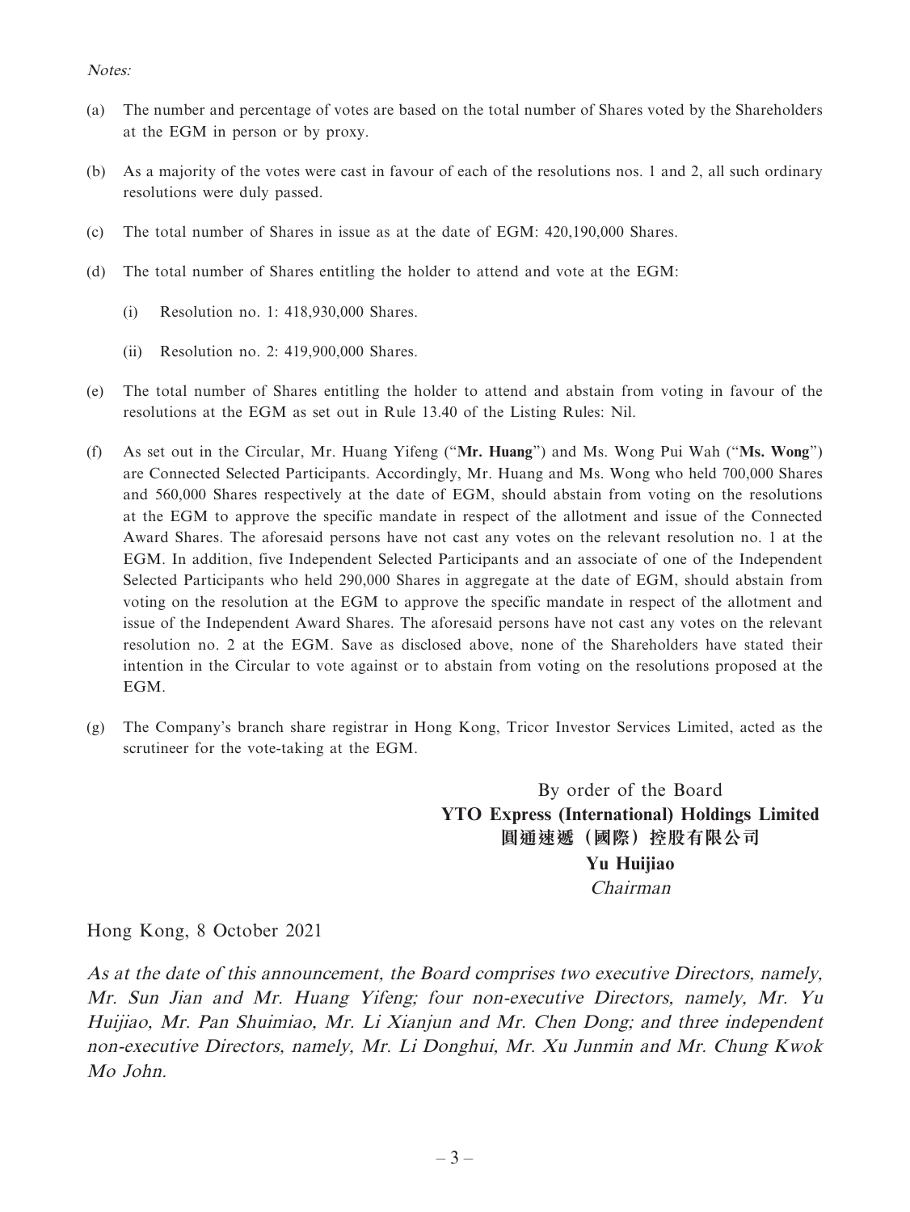*Notes:*

(a) The number and percentage of votes are based on the total number of Shares voted by the Shareholders at the EGM in person or by proxy.

(b) As a majority of the votes were cast in favour of each of the resolutions nos. 1 and 2, all such ordinary resolutions were duly passed.

(c) The total number of Shares in issue as at the date of EGM: 420,190,000 Shares.

(d) The total number of Shares entitling the holder to attend and vote at the EGM:

 (i) Resolution no. 1: 418,930,000 Shares.

 (ii) Resolution no. 2: 419,900,000 Shares.

(e) The total number of Shares entitling the holder to attend and abstain from voting in favour of the resolutions at the EGM as set out in Rule 13.40 of the Listing Rules: Nil.

(f) As set out in the Circular, Mr. Huang Yifeng ("**Mr. Huang**") and Ms. Wong Pui Wah ("**Ms. Wong**") are Connected Selected Participants. Accordingly, Mr. Huang and Ms. Wong who held 700,000 Shares and 560,000 Shares respectively at the date of EGM, should abstain from voting on the resolutions at the EGM to approve the specific mandate in respect of the allotment and issue of the Connected Award Shares. The aforesaid persons have not cast any votes on the relevant resolution no. 1 at the EGM. In addition, five Independent Selected Participants and an associate of one of the Independent Selected Participants who held 290,000 Shares in aggregate at the date of EGM, should abstain from voting on the resolution at the EGM to approve the specific mandate in respect of the allotment and issue of the Independent Award Shares. The aforesaid persons have not cast any votes on the relevant resolution no. 2 at the EGM. Save as disclosed above, none of the Shareholders have stated their intention in the Circular to vote against or to abstain from voting on the resolutions proposed at the EGM.

(g) The Company's branch share registrar in Hong Kong, Tricor Investor Services Limited, acted as the scrutineer for the vote-taking at the EGM.

By order of the Board
**YTO Express (International) Holdings Limited**
**圓通速遞（國際）控股有限公司**
**Yu Huijiao**
*Chairman*

Hong Kong, 8 October 2021

*As at the date of this announcement, the Board comprises two executive Directors, namely, Mr. Sun Jian and Mr. Huang Yifeng; four non-executive Directors, namely, Mr. Yu Huijiao, Mr. Pan Shuimiao, Mr. Li Xianjun and Mr. Chen Dong; and three independent non-executive Directors, namely, Mr. Li Donghui, Mr. Xu Junmin and Mr. Chung Kwok Mo John.*